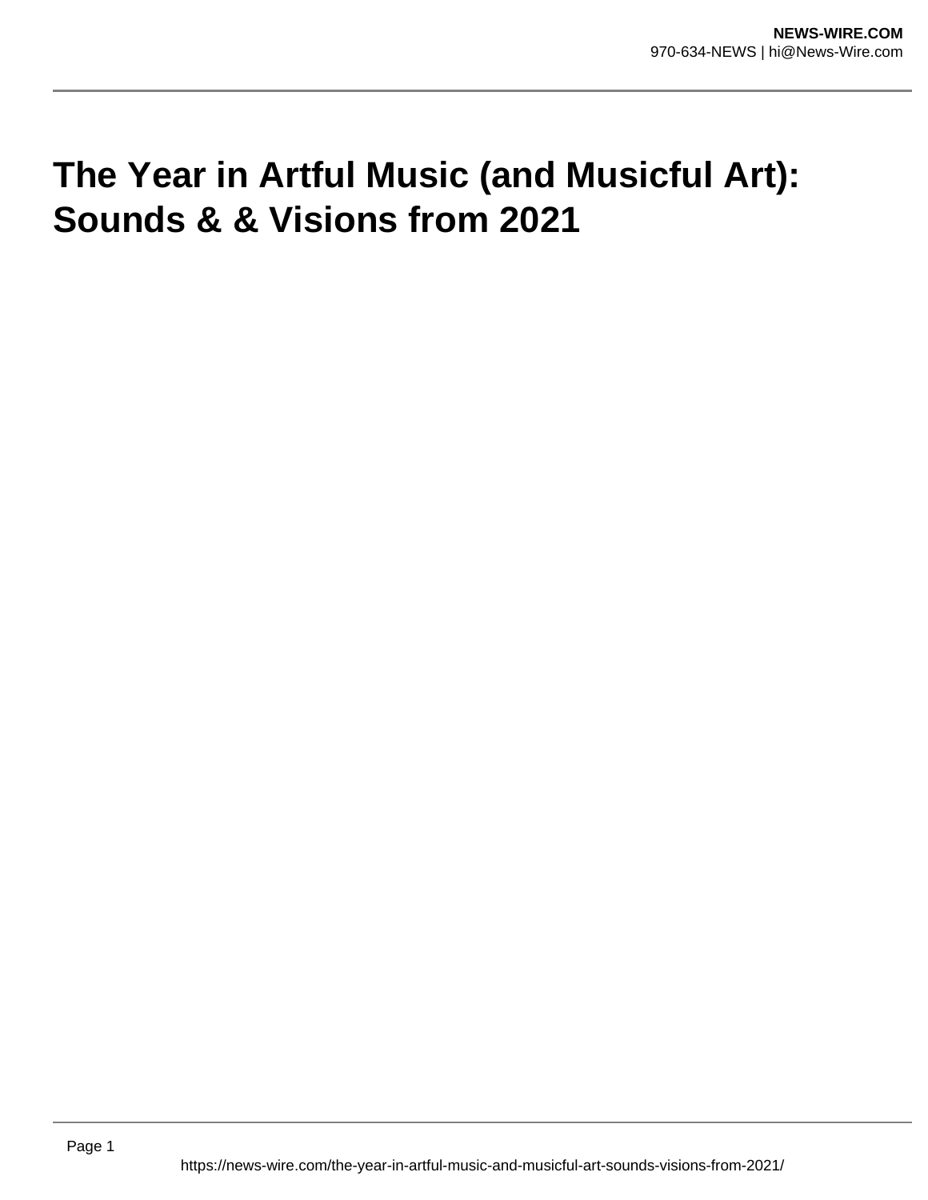# The Year in Artful Music (and Musicful Art): Sounds & & Visions from 2021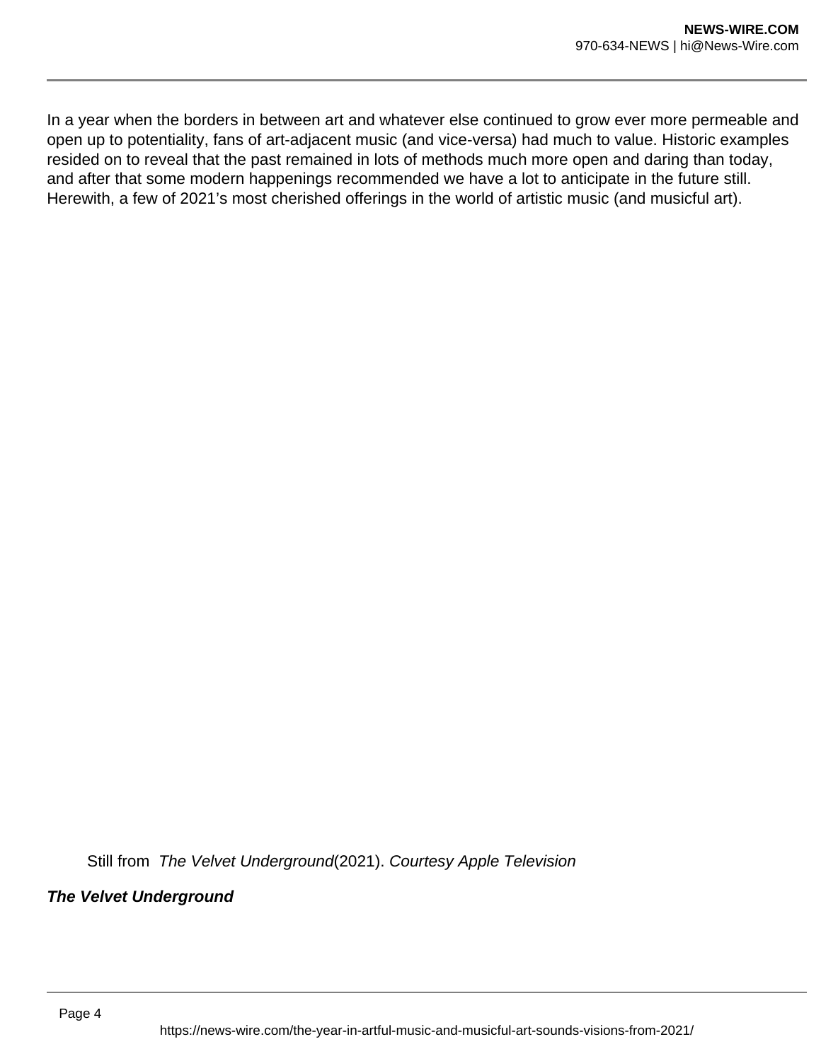In a year when the borders in between art and whatever else continued to grow ever more permeable and open up to potentiality, fans of art-adjacent music (and vice-versa) had much to value. Historic examples resided on to reveal that the past remained in lots of methods much more open and daring than today, and after that some modern happenings recommended we have a lot to anticipate in the future still. Herewith, a few of 2021's most cherished offerings in the world of artistic music (and musicful art).

Still from *The Velvet Underground*(2021). *Courtesy Apple Television*

***The Velvet Underground***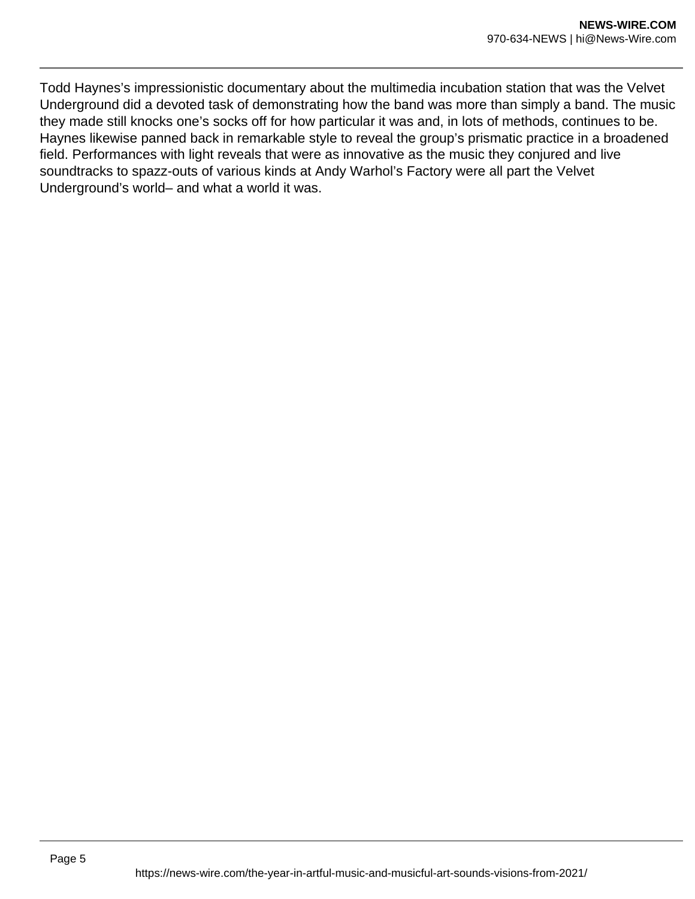Todd Haynes's impressionistic documentary about the multimedia incubation station that was the Velvet Underground did a devoted task of demonstrating how the band was more than simply a band. The music they made still knocks one's socks off for how particular it was and, in lots of methods, continues to be. Haynes likewise panned back in remarkable style to reveal the group's prismatic practice in a broadened field. Performances with light reveals that were as innovative as the music they conjured and live soundtracks to spazz-outs of various kinds at Andy Warhol's Factory were all part the Velvet Underground's world– and what a world it was.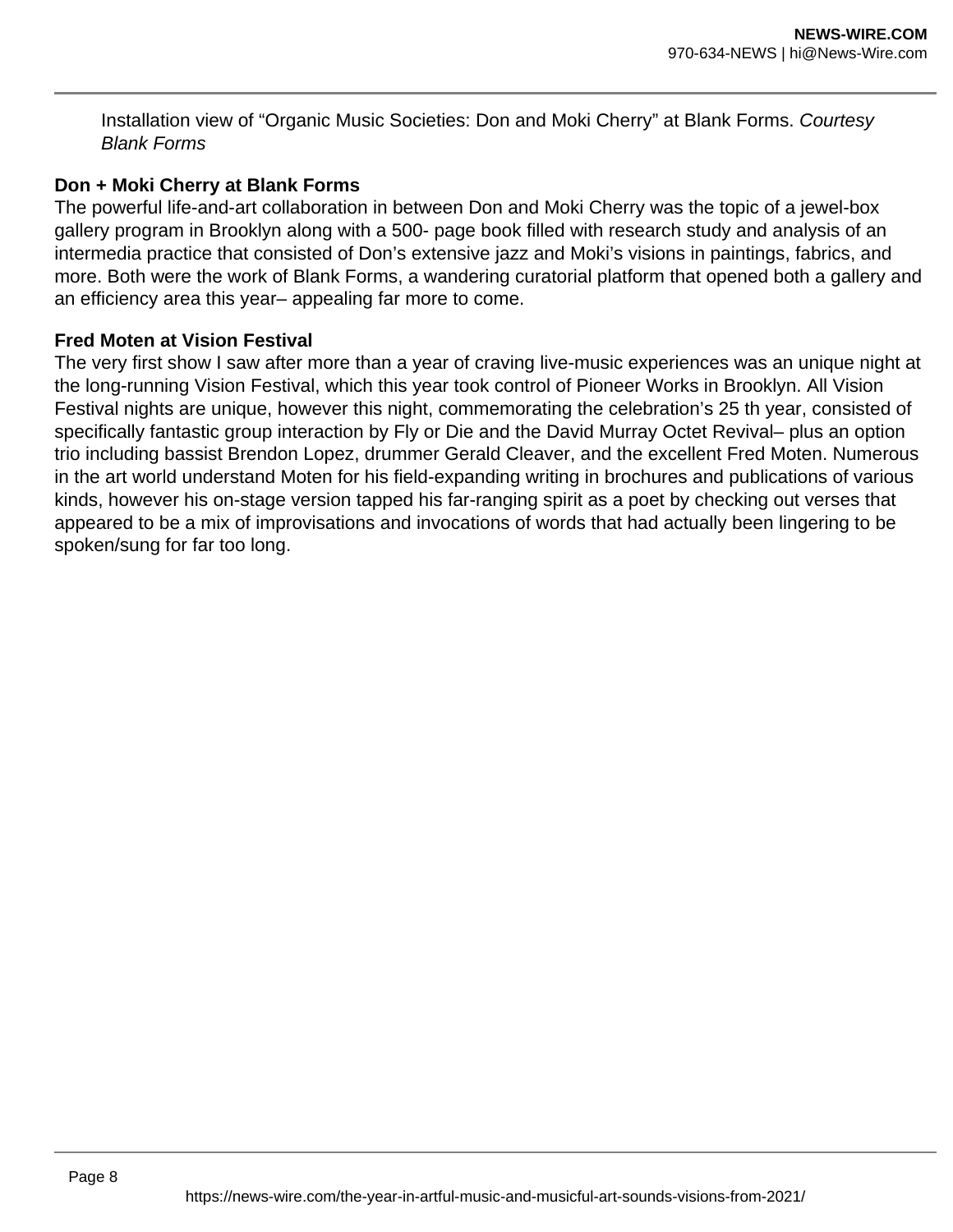Installation view of “Organic Music Societies: Don and Moki Cherry” at Blank Forms. *Courtesy Blank Forms*

**Don + Moki Cherry at Blank Forms**

The powerful life-and-art collaboration in between Don and Moki Cherry was the topic of a jewel-box gallery program in Brooklyn along with a 500- page book filled with research study and analysis of an intermedia practice that consisted of Don’s extensive jazz and Moki’s visions in paintings, fabrics, and more. Both were the work of Blank Forms, a wandering curatorial platform that opened both a gallery and an efficiency area this year– appealing far more to come.

**Fred Moten at Vision Festival**

The very first show I saw after more than a year of craving live-music experiences was an unique night at the long-running Vision Festival, which this year took control of Pioneer Works in Brooklyn. All Vision Festival nights are unique, however this night, commemorating the celebration’s 25 th year, consisted of specifically fantastic group interaction by Fly or Die and the David Murray Octet Revival– plus an option trio including bassist Brendon Lopez, drummer Gerald Cleaver, and the excellent Fred Moten. Numerous in the art world understand Moten for his field-expanding writing in brochures and publications of various kinds, however his on-stage version tapped his far-ranging spirit as a poet by checking out verses that appeared to be a mix of improvisations and invocations of words that had actually been lingering to be spoken/sung for far too long.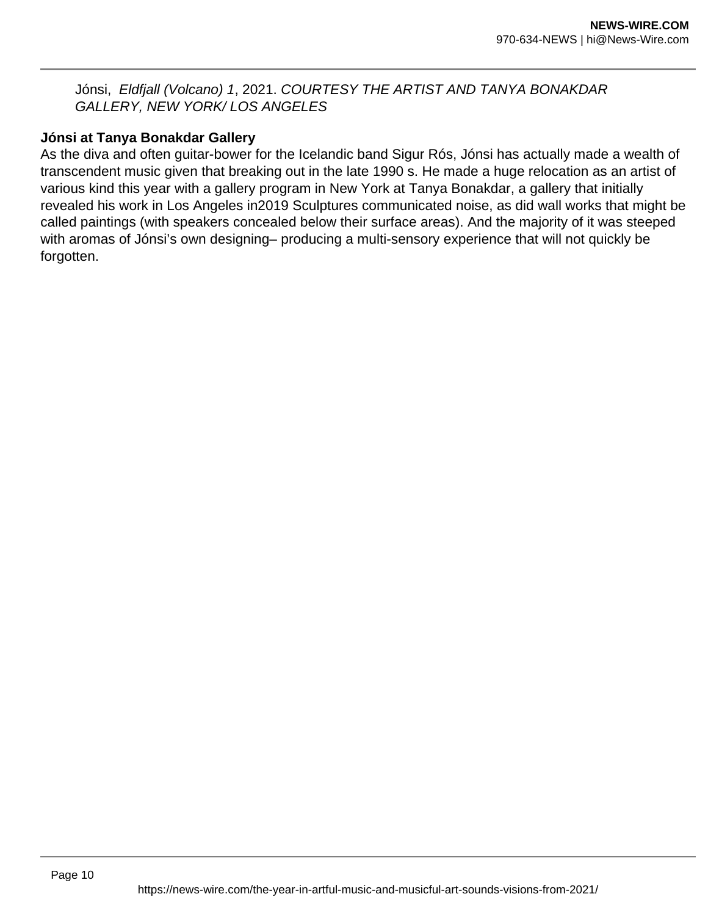Jónsi, *Eldfjall (Volcano) 1*, 2021. *COURTESY THE ARTIST AND TANYA BONAKDAR GALLERY, NEW YORK/ LOS ANGELES*

**Jónsi at Tanya Bonakdar Gallery**

As the diva and often guitar-bower for the Icelandic band Sigur Rós, Jónsi has actually made a wealth of transcendent music given that breaking out in the late 1990 s. He made a huge relocation as an artist of various kind this year with a gallery program in New York at Tanya Bonakdar, a gallery that initially revealed his work in Los Angeles in2019 Sculptures communicated noise, as did wall works that might be called paintings (with speakers concealed below their surface areas). And the majority of it was steeped with aromas of Jónsi's own designing– producing a multi-sensory experience that will not quickly be forgotten.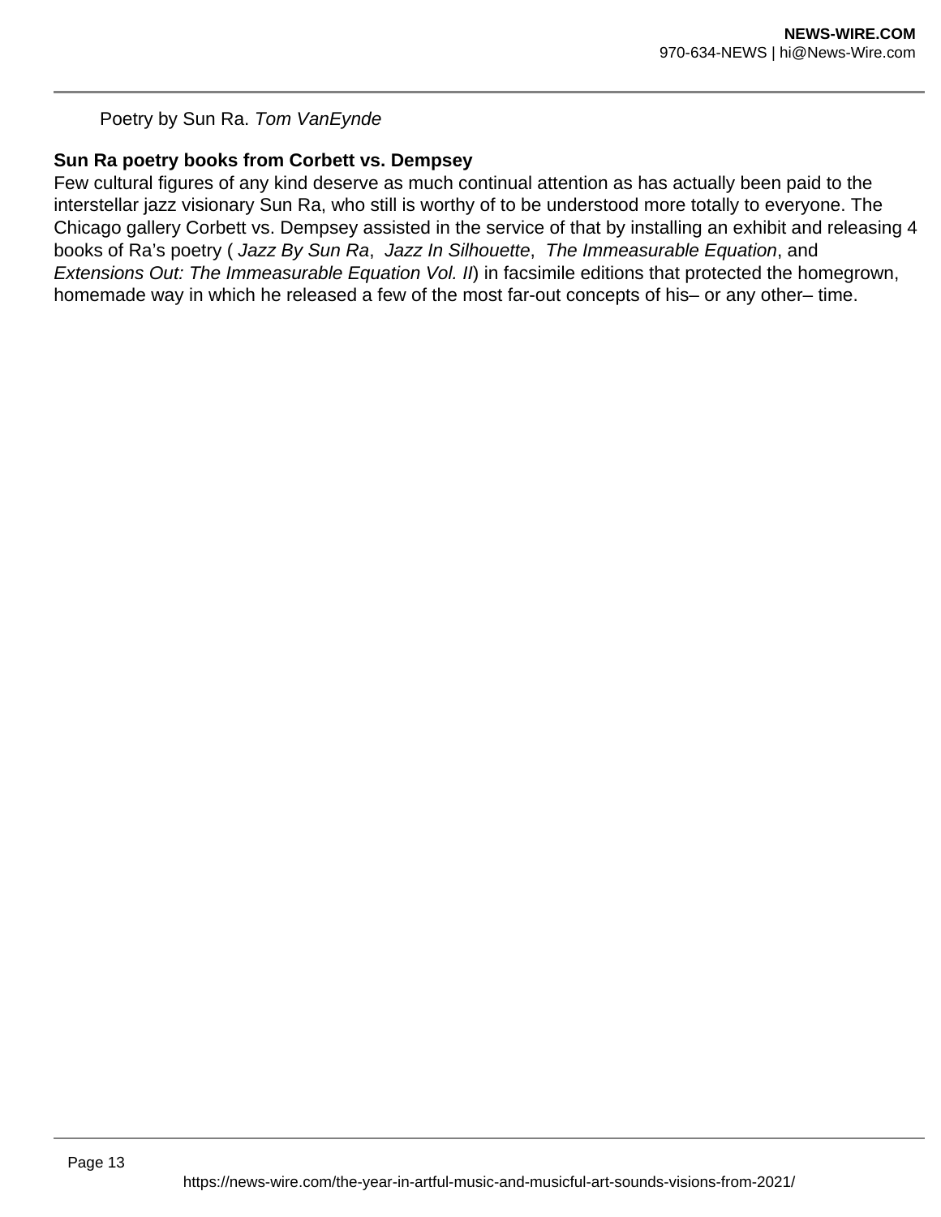Poetry by Sun Ra. *Tom VanEynde*

**Sun Ra poetry books from Corbett vs. Dempsey**

Few cultural figures of any kind deserve as much continual attention as has actually been paid to the interstellar jazz visionary Sun Ra, who still is worthy of to be understood more totally to everyone. The Chicago gallery Corbett vs. Dempsey assisted in the service of that by installing an exhibit and releasing 4 books of Ra's poetry ( *Jazz By Sun Ra*, *Jazz In Silhouette*, *The Immeasurable Equation*, and *Extensions Out: The Immeasurable Equation Vol. II*) in facsimile editions that protected the homegrown, homemade way in which he released a few of the most far-out concepts of his– or any other– time.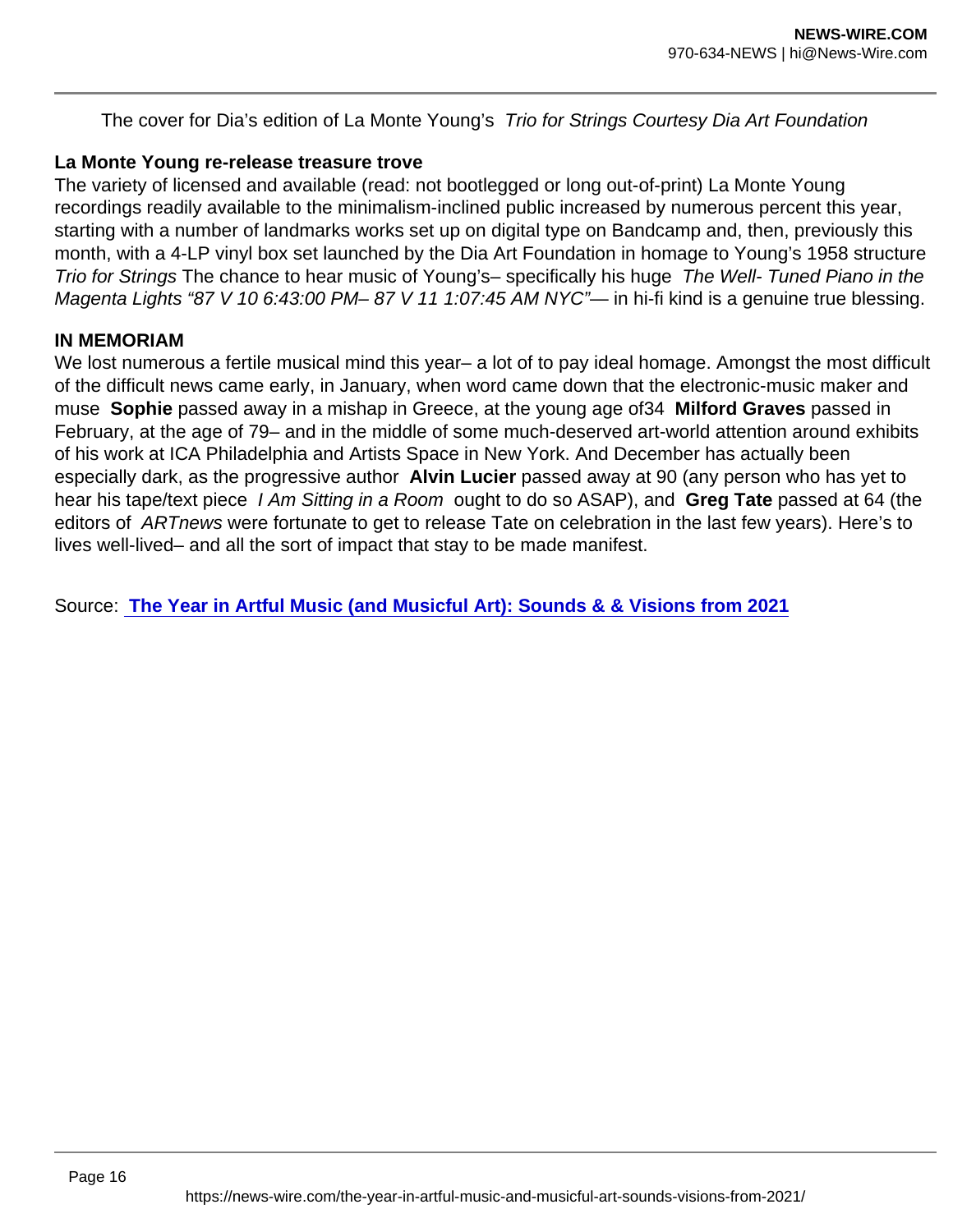The cover for Dia's edition of La Monte Young's *Trio for Strings Courtesy Dia Art Foundation*

**La Monte Young re-release treasure trove**

The variety of licensed and available (read: not bootlegged or long out-of-print) La Monte Young recordings readily available to the minimalism-inclined public increased by numerous percent this year, starting with a number of landmarks works set up on digital type on Bandcamp and, then, previously this month, with a 4-LP vinyl box set launched by the Dia Art Foundation in homage to Young's 1958 structure *Trio for Strings* The chance to hear music of Young's– specifically his huge *The Well- Tuned Piano in the Magenta Lights "87 V 10 6:43:00 PM– 87 V 11 1:07:45 AM NYC"*— in hi-fi kind is a genuine true blessing.

**IN MEMORIAM**

We lost numerous a fertile musical mind this year– a lot of to pay ideal homage. Amongst the most difficult of the difficult news came early, in January, when word came down that the electronic-music maker and muse **Sophie** passed away in a mishap in Greece, at the young age of34 **Milford Graves** passed in February, at the age of 79– and in the middle of some much-deserved art-world attention around exhibits of his work at ICA Philadelphia and Artists Space in New York. And December has actually been especially dark, as the progressive author **Alvin Lucier** passed away at 90 (any person who has yet to hear his tape/text piece *I Am Sitting in a Room* ought to do so ASAP), and **Greg Tate** passed at 64 (the editors of *ARTnews* were fortunate to get to release Tate on celebration in the last few years). Here's to lives well-lived– and all the sort of impact that stay to be made manifest.

Source: **[The Year in Artful Music (and Musicful Art): Sounds & & Visions from 2021](https://news-wire.com/the-year-in-artful-music-and-musicful-art-sounds-visions-from-2021/)**